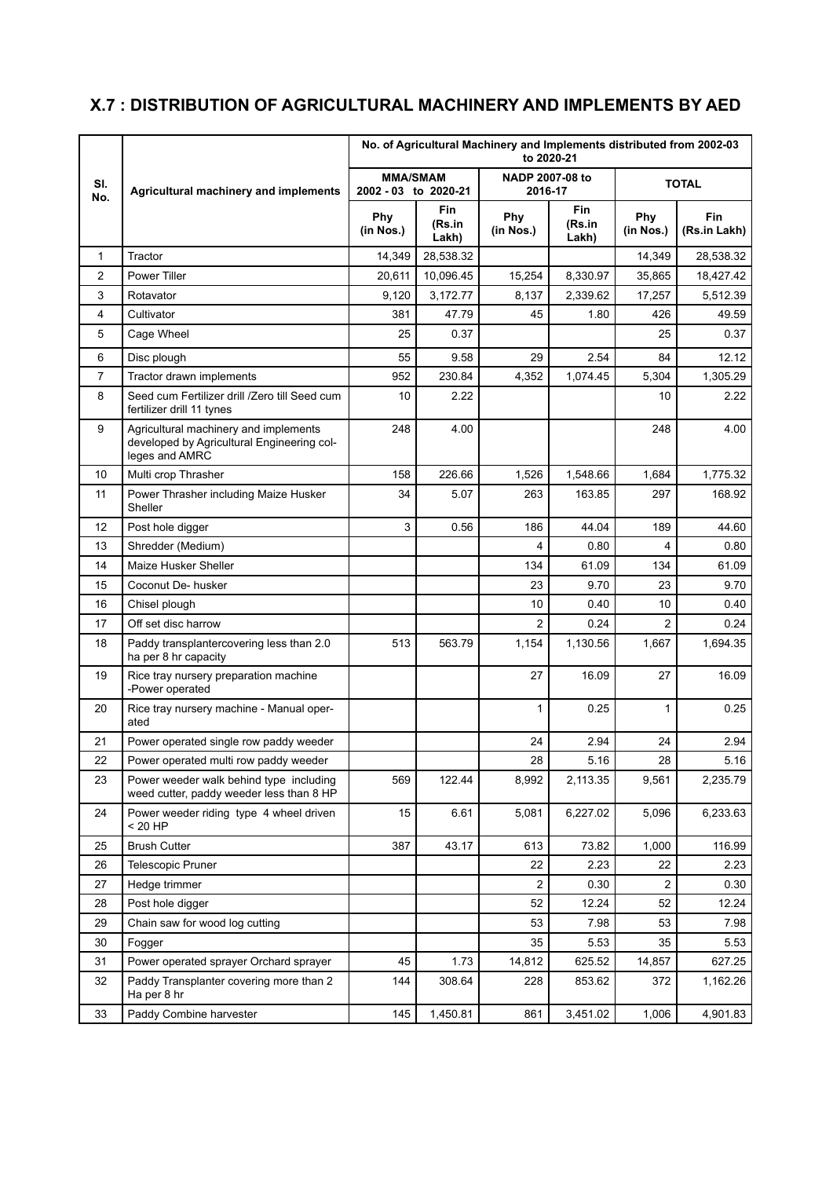## X.7 : DISTRIBUTION OF AGRICULTURAL MACHINERY AND IMPLEMENTS BY AED

| Sl. No. | Agricultural machinery and implements | No. of Agricultural Machinery and Implements distributed from 2002-03 to 2020-21 | | | | | |
|---|---|---|---|---|---|---|---|
| | | MMA/SMAM 2002 - 03 to 2020-21 | | NADP 2007-08 to 2016-17 | | TOTAL | |
| | | Phy (in Nos.) | Fin (Rs.in Lakh) | Phy (in Nos.) | Fin (Rs.in Lakh) | Phy (in Nos.) | Fin (Rs.in Lakh) |
| 1 | Tractor | 14,349 | 28,538.32 | | | 14,349 | 28,538.32 |
| 2 | Power Tiller | 20,611 | 10,096.45 | 15,254 | 8,330.97 | 35,865 | 18,427.42 |
| 3 | Rotavator | 9,120 | 3,172.77 | 8,137 | 2,339.62 | 17,257 | 5,512.39 |
| 4 | Cultivator | 381 | 47.79 | 45 | 1.80 | 426 | 49.59 |
| 5 | Cage Wheel | 25 | 0.37 | | | 25 | 0.37 |
| 6 | Disc plough | 55 | 9.58 | 29 | 2.54 | 84 | 12.12 |
| 7 | Tractor drawn implements | 952 | 230.84 | 4,352 | 1,074.45 | 5,304 | 1,305.29 |
| 8 | Seed cum Fertilizer drill /Zero till Seed cum fertilizer drill 11 tynes | 10 | 2.22 | | | 10 | 2.22 |
| 9 | Agricultural machinery and implements developed by Agricultural Engineering colleges and AMRC | 248 | 4.00 | | | 248 | 4.00 |
| 10 | Multi crop Thrasher | 158 | 226.66 | 1,526 | 1,548.66 | 1,684 | 1,775.32 |
| 11 | Power Thrasher including Maize Husker Sheller | 34 | 5.07 | 263 | 163.85 | 297 | 168.92 |
| 12 | Post hole digger | 3 | 0.56 | 186 | 44.04 | 189 | 44.60 |
| 13 | Shredder (Medium) | | | 4 | 0.80 | 4 | 0.80 |
| 14 | Maize Husker Sheller | | | 134 | 61.09 | 134 | 61.09 |
| 15 | Coconut De- husker | | | 23 | 9.70 | 23 | 9.70 |
| 16 | Chisel plough | | | 10 | 0.40 | 10 | 0.40 |
| 17 | Off set disc harrow | | | 2 | 0.24 | 2 | 0.24 |
| 18 | Paddy transplantercovering less than 2.0 ha per 8 hr capacity | 513 | 563.79 | 1,154 | 1,130.56 | 1,667 | 1,694.35 |
| 19 | Rice tray nursery preparation machine -Power operated | | | 27 | 16.09 | 27 | 16.09 |
| 20 | Rice tray nursery machine - Manual operated | | | 1 | 0.25 | 1 | 0.25 |
| 21 | Power operated single row paddy weeder | | | 24 | 2.94 | 24 | 2.94 |
| 22 | Power operated multi row paddy weeder | | | 28 | 5.16 | 28 | 5.16 |
| 23 | Power weeder walk behind type including weed cutter, paddy weeder less than 8 HP | 569 | 122.44 | 8,992 | 2,113.35 | 9,561 | 2,235.79 |
| 24 | Power weeder riding type 4 wheel driven < 20 HP | 15 | 6.61 | 5,081 | 6,227.02 | 5,096 | 6,233.63 |
| 25 | Brush Cutter | 387 | 43.17 | 613 | 73.82 | 1,000 | 116.99 |
| 26 | Telescopic Pruner | | | 22 | 2.23 | 22 | 2.23 |
| 27 | Hedge trimmer | | | 2 | 0.30 | 2 | 0.30 |
| 28 | Post hole digger | | | 52 | 12.24 | 52 | 12.24 |
| 29 | Chain saw for wood log cutting | | | 53 | 7.98 | 53 | 7.98 |
| 30 | Fogger | | | 35 | 5.53 | 35 | 5.53 |
| 31 | Power operated sprayer Orchard sprayer | 45 | 1.73 | 14,812 | 625.52 | 14,857 | 627.25 |
| 32 | Paddy Transplanter covering more than 2 Ha per 8 hr | 144 | 308.64 | 228 | 853.62 | 372 | 1,162.26 |
| 33 | Paddy Combine harvester | 145 | 1,450.81 | 861 | 3,451.02 | 1,006 | 4,901.83 |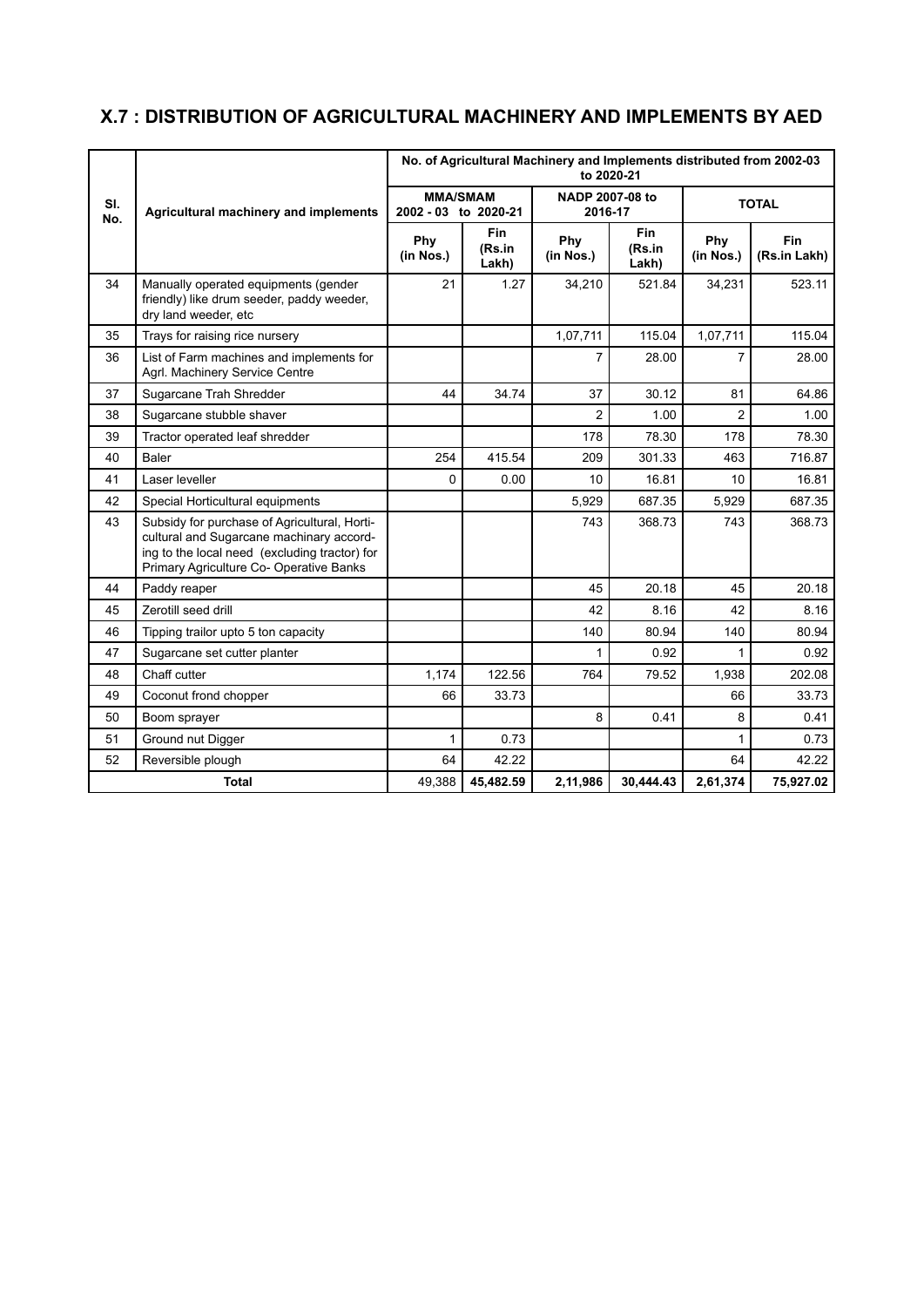## X.7 : DISTRIBUTION OF AGRICULTURAL MACHINERY AND IMPLEMENTS BY AED

| Sl. No. | Agricultural machinery and implements | No. of Agricultural Machinery and Implements distributed from 2002-03 to 2020-21 | | | | | |
|---|---|---|---|---|---|---|---|
| | | MMA/SMAM 2002 - 03 to 2020-21 | | NADP 2007-08 to 2016-17 | | TOTAL | |
| | | Phy (in Nos.) | Fin (Rs.in Lakh) | Phy (in Nos.) | Fin (Rs.in Lakh) | Phy (in Nos.) | Fin (Rs.in Lakh) |
| 34 | Manually operated equipments (gender friendly) like drum seeder, paddy weeder, dry land weeder, etc | 21 | 1.27 | 34,210 | 521.84 | 34,231 | 523.11 |
| 35 | Trays for raising rice nursery | | | 1,07,711 | 115.04 | 1,07,711 | 115.04 |
| 36 | List of Farm machines and implements for Agrl. Machinery Service Centre | | | 7 | 28.00 | 7 | 28.00 |
| 37 | Sugarcane Trah Shredder | 44 | 34.74 | 37 | 30.12 | 81 | 64.86 |
| 38 | Sugarcane stubble shaver | | | 2 | 1.00 | 2 | 1.00 |
| 39 | Tractor operated leaf shredder | | | 178 | 78.30 | 178 | 78.30 |
| 40 | Baler | 254 | 415.54 | 209 | 301.33 | 463 | 716.87 |
| 41 | Laser leveller | 0 | 0.00 | 10 | 16.81 | 10 | 16.81 |
| 42 | Special Horticultural equipments | | | 5,929 | 687.35 | 5,929 | 687.35 |
| 43 | Subsidy for purchase of Agricultural, Horticultural and Sugarcane machinary according to the local need (excluding tractor) for Primary Agriculture Co- Operative Banks | | | 743 | 368.73 | 743 | 368.73 |
| 44 | Paddy reaper | | | 45 | 20.18 | 45 | 20.18 |
| 45 | Zerotill seed drill | | | 42 | 8.16 | 42 | 8.16 |
| 46 | Tipping trailor upto 5 ton capacity | | | 140 | 80.94 | 140 | 80.94 |
| 47 | Sugarcane set cutter planter | | | 1 | 0.92 | 1 | 0.92 |
| 48 | Chaff cutter | 1,174 | 122.56 | 764 | 79.52 | 1,938 | 202.08 |
| 49 | Coconut frond chopper | 66 | 33.73 | | | 66 | 33.73 |
| 50 | Boom sprayer | | | 8 | 0.41 | 8 | 0.41 |
| 51 | Ground nut Digger | 1 | 0.73 | | | 1 | 0.73 |
| 52 | Reversible plough | 64 | 42.22 | | | 64 | 42.22 |
| **Total** | | 49,388 | **45,482.59** | **2,11,986** | **30,444.43** | **2,61,374** | **75,927.02** |